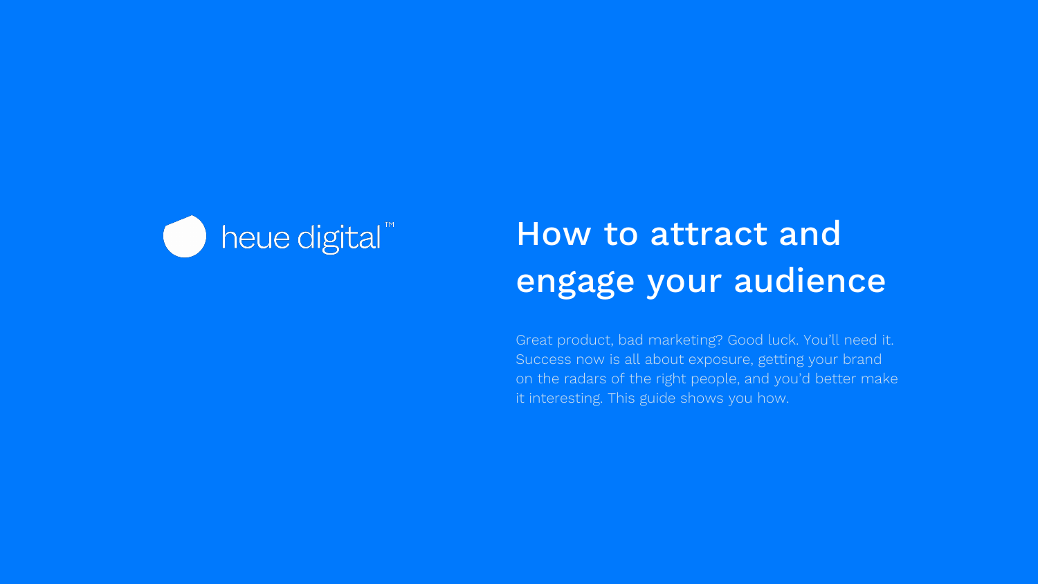heue digital™

# How to attract and engage your audience

Great product, bad marketing? Good luck. You'll need it. Success now is all about exposure, getting your brand on the radars of the right people, and you'd better make it interesting. This guide shows you how.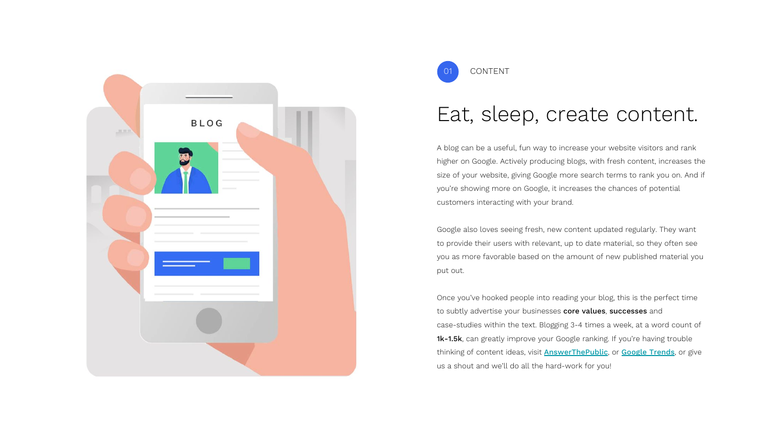01 CONTENT

# Eat, sleep, create content.

A blog can be a useful, fun way to increase your website visitors and rank higher on Google. Actively producing blogs, with fresh content, increases the size of your website, giving Google more search terms to rank you on. And if you're showing more on Google, it increases the chances of potential customers interacting with your brand.

Google also loves seeing fresh, new content updated regularly. They want to provide their users with relevant, up to date material, so they often see you as more favorable based on the amount of new published material you put out.

Once you've hooked people into reading your blog, this is the perfect time to subtly advertise your businesses **core values**, **successes** and case-studies within the text. Blogging 3-4 times a week, at a word count of **1k-1.5k**, can greatly improve your Google ranking. If you're having trouble thinking of content ideas, visit **AnswerThePublic**, or **Google Trends**, or give us a shout and we'll do all the hard-work for you!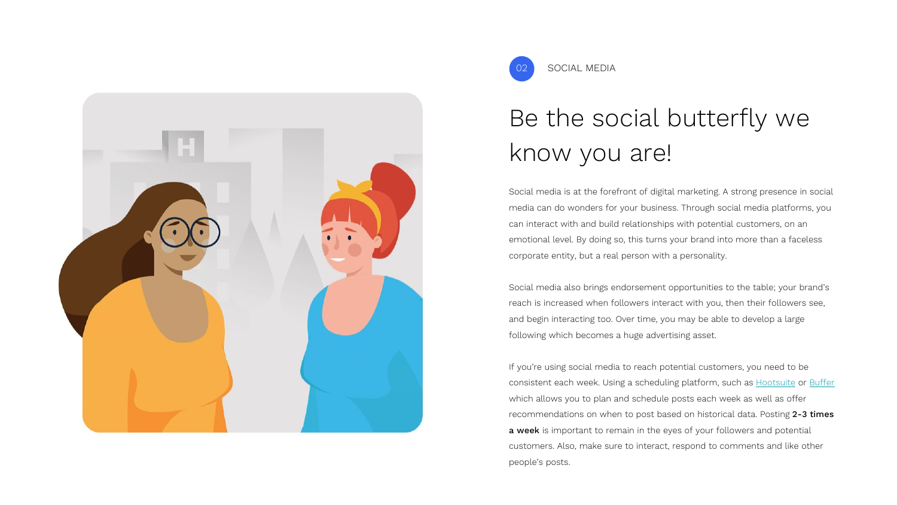02 SOCIAL MEDIA

# Be the social butterfly we know you are!

Social media is at the forefront of digital marketing. A strong presence in social media can do wonders for your business. Through social media platforms, you can interact with and build relationships with potential customers, on an emotional level. By doing so, this turns your brand into more than a faceless corporate entity, but a real person with a personality.

Social media also brings endorsement opportunities to the table; your brand's reach is increased when followers interact with you, then their followers see, and begin interacting too. Over time, you may be able to develop a large following which becomes a huge advertising asset.

If you're using social media to reach potential customers, you need to be consistent each week. Using a scheduling platform, such as Hootsuite or Buffer which allows you to plan and schedule posts each week as well as offer recommendations on when to post based on historical data. Posting **2-3 times a week** is important to remain in the eyes of your followers and potential customers. Also, make sure to interact, respond to comments and like other people's posts.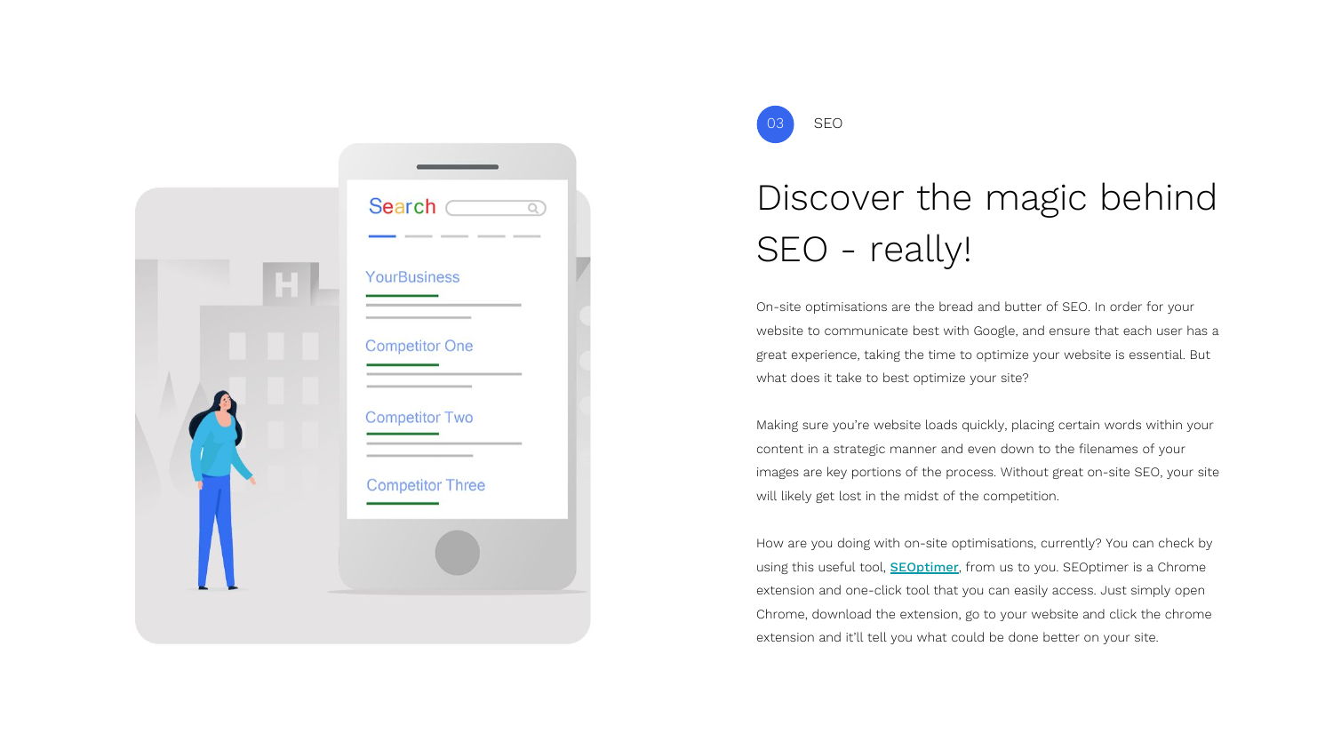03 SEO

# Discover the magic behind SEO - really!

On-site optimisations are the bread and butter of SEO. In order for your website to communicate best with Google, and ensure that each user has a great experience, taking the time to optimize your website is essential. But what does it take to best optimize your site?

Making sure you're website loads quickly, placing certain words within your content in a strategic manner and even down to the filenames of your images are key portions of the process. Without great on-site SEO, your site will likely get lost in the midst of the competition.

How are you doing with on-site optimisations, currently? You can check by using this useful tool, **SEOptimer**, from us to you. SEOptimer is a Chrome extension and one-click tool that you can easily access. Just simply open Chrome, download the extension, go to your website and click the chrome extension and it'll tell you what could be done better on your site.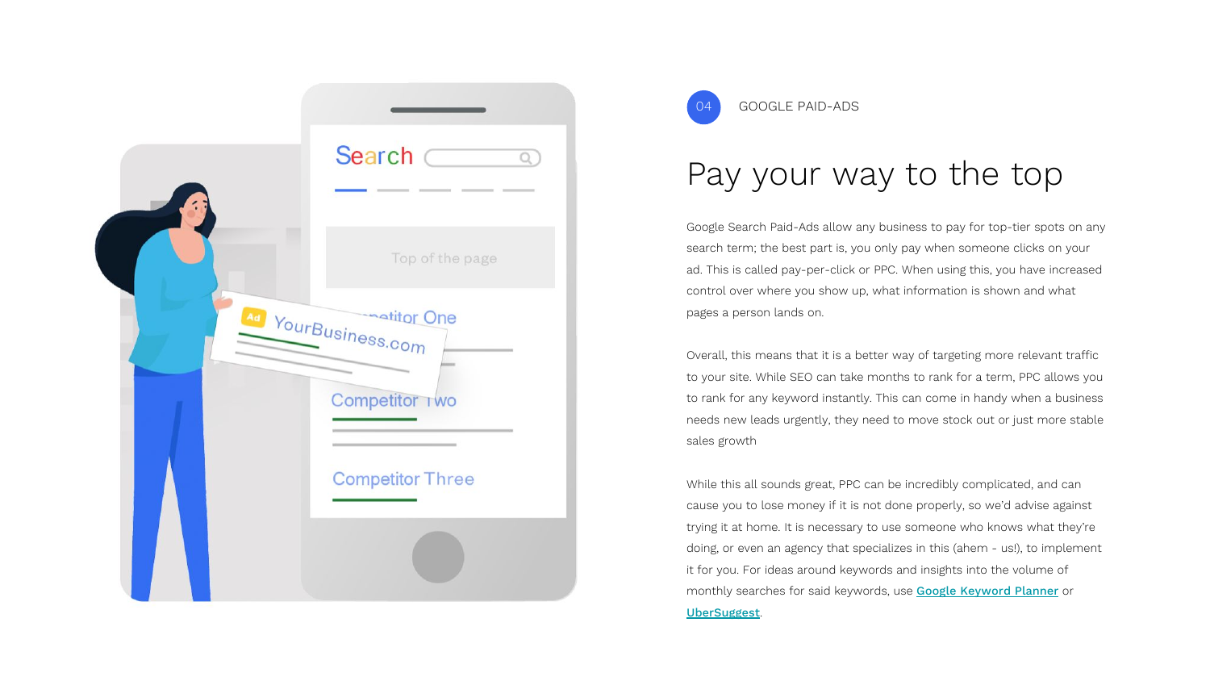04 GOOGLE PAID-ADS

# Pay your way to the top

Google Search Paid-Ads allow any business to pay for top-tier spots on any search term; the best part is, you only pay when someone clicks on your ad. This is called pay-per-click or PPC. When using this, you have increased control over where you show up, what information is shown and what pages a person lands on.

Overall, this means that it is a better way of targeting more relevant traffic to your site. While SEO can take months to rank for a term, PPC allows you to rank for any keyword instantly. This can come in handy when a business needs new leads urgently, they need to move stock out or just more stable sales growth

While this all sounds great, PPC can be incredibly complicated, and can cause you to lose money if it is not done properly, so we'd advise against trying it at home. It is necessary to use someone who knows what they're doing, or even an agency that specializes in this (ahem - us!), to implement it for you. For ideas around keywords and insights into the volume of monthly searches for said keywords, use [Google Keyword Planner]() or [UberSuggest]().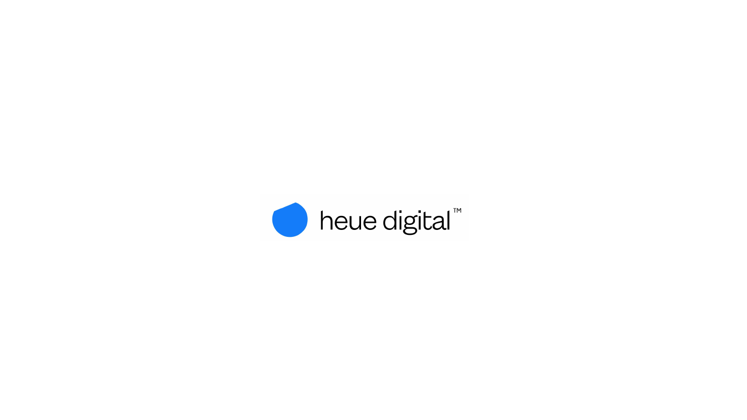heue digital™